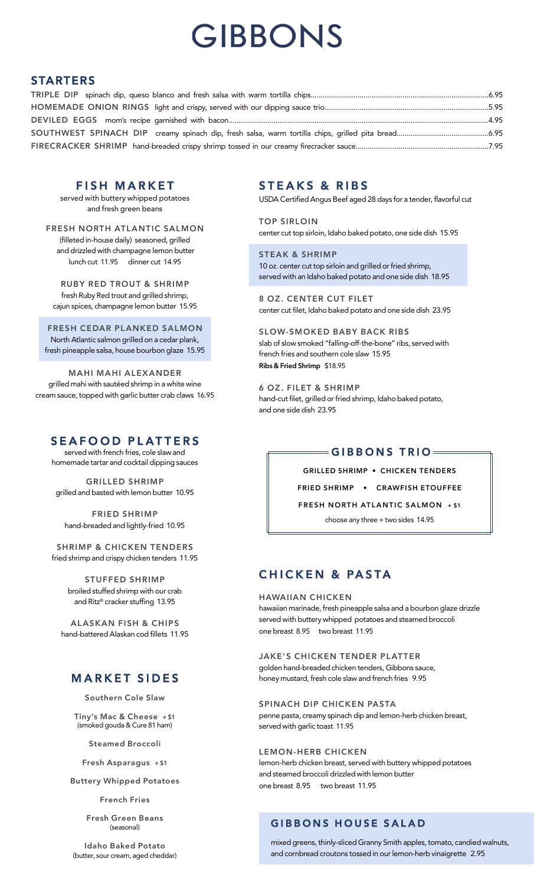# GIBBONS

## STARTERS

**TRIPLE DIP** spinach dip, queso blanco and fresh salsa with warm tortilla chips....6.95

**HOMEMADE ONION RINGS** light and crispy, served with our dipping sauce trio....5.95

**DEVILED EGGS** mom's recipe garnished with bacon....4.95

**SOUTHWEST SPINACH DIP** creamy spinach dip, fresh salsa, warm tortilla chips, grilled pita bread....6.95

**FIRECRACKER SHRIMP** hand-breaded crispy shrimp tossed in our creamy firecracker sauce....7.95

## FISH MARKET

served with buttery whipped potatoes and fresh green beans

**FRESH NORTH ATLANTIC SALMON**
(filleted in-house daily) seasoned, grilled and drizzled with champagne lemon butter
lunch cut 11.95 dinner cut 14.95

**RUBY RED TROUT & SHRIMP**
fresh Ruby Red trout and grilled shrimp, cajun spices, champagne lemon butter 15.95

**FRESH CEDAR PLANKED SALMON**
North Atlantic salmon grilled on a cedar plank, fresh pineapple salsa, house bourbon glaze 15.95

**MAHI MAHI ALEXANDER**
grilled mahi with sautéed shrimp in a white wine cream sauce, topped with garlic butter crab claws 16.95

## SEAFOOD PLATTERS

served with french fries, cole slaw and homemade tartar and cocktail dipping sauces

**GRILLED SHRIMP**
grilled and basted with lemon butter 10.95

**FRIED SHRIMP**
hand-breaded and lightly-fried 10.95

**SHRIMP & CHICKEN TENDERS**
fried shrimp and crispy chicken tenders 11.95

**STUFFED SHRIMP**
broiled stuffed shrimp with our crab and Ritz® cracker stuffing 13.95

**ALASKAN FISH & CHIPS**
hand-battered Alaskan cod fillets 11.95

## MARKET SIDES

Southern Cole Slaw

Tiny's Mac & Cheese +$1
(smoked gouda & Cure 81 ham)

Steamed Broccoli

Fresh Asparagus +$1

Buttery Whipped Potatoes

French Fries

Fresh Green Beans
(seasonal)

Idaho Baked Potato
(butter, sour cream, aged cheddar)

## STEAKS & RIBS

USDA Certified Angus Beef aged 28 days for a tender, flavorful cut

**TOP SIRLOIN**
center cut top sirloin, Idaho baked potato, one side dish 15.95

**STEAK & SHRIMP**
10 oz. center cut top sirloin and grilled or fried shrimp, served with an Idaho baked potato and one side dish 18.95

**8 OZ. CENTER CUT FILET**
center cut filet, Idaho baked potato and one side dish 23.95

**SLOW-SMOKED BABY BACK RIBS**
slab of slow smoked "falling-off-the-bone" ribs, served with french fries and southern cole slaw 15.95
**Ribs & Fried Shrimp** $18.95

**6 OZ. FILET & SHRIMP**
hand-cut filet, grilled or fried shrimp, Idaho baked potato, and one side dish 23.95

## GIBBONS TRIO

GRILLED SHRIMP • CHICKEN TENDERS

FRIED SHRIMP • CRAWFISH ETOUFFEE

FRESH NORTH ATLANTIC SALMON + $1

choose any three + two sides 14.95

## CHICKEN & PASTA

**HAWAIIAN CHICKEN**
hawaiian marinade, fresh pineapple salsa and a bourbon glaze drizzle served with buttery whipped potatoes and steamed broccoli
one breast 8.95 two breast 11.95

**JAKE'S CHICKEN TENDER PLATTER**
golden hand-breaded chicken tenders, Gibbons sauce, honey mustard, fresh cole slaw and french fries 9.95

**SPINACH DIP CHICKEN PASTA**
penne pasta, creamy spinach dip and lemon-herb chicken breast, served with garlic toast 11.95

**LEMON-HERB CHICKEN**
lemon-herb chicken breast, served with buttery whipped potatoes and steamed broccoli drizzled with lemon butter
one breast 8.95 two breast 11.95

## GIBBONS HOUSE SALAD

mixed greens, thinly-sliced Granny Smith apples, tomato, candied walnuts, and cornbread croutons tossed in our lemon-herb vinaigrette 2.95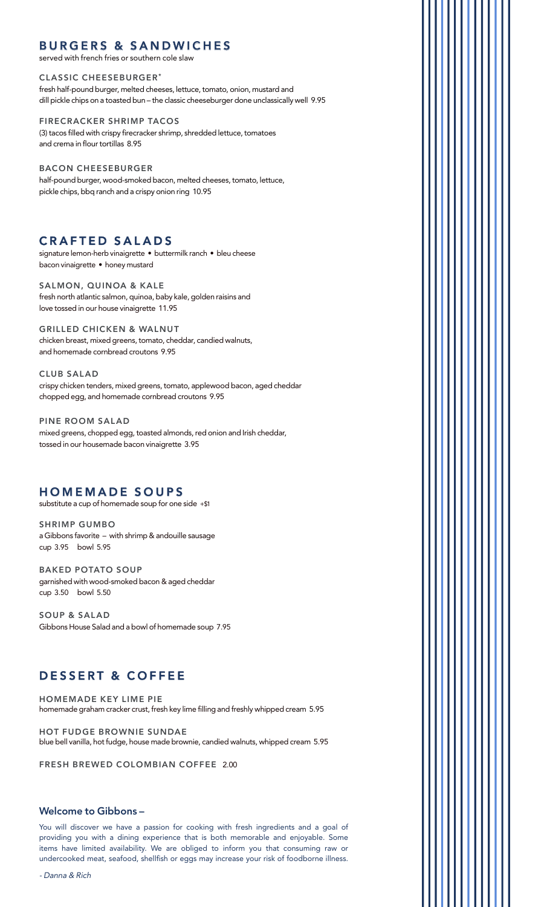## BURGERS & SANDWICHES

served with french fries or southern cole slaw

### CLASSIC CHEESEBURGER*

fresh half-pound burger, melted cheeses, lettuce, tomato, onion, mustard and dill pickle chips on a toasted bun – the classic cheeseburger done unclassically well 9.95

### FIRECRACKER SHRIMP TACOS

(3) tacos filled with crispy firecracker shrimp, shredded lettuce, tomatoes and crema in flour tortillas 8.95

### BACON CHEESEBURGER

half-pound burger, wood-smoked bacon, melted cheeses, tomato, lettuce, pickle chips, bbq ranch and a crispy onion ring 10.95

## CRAFTED SALADS

signature lemon-herb vinaigrette • buttermilk ranch • bleu cheese bacon vinaigrette • honey mustard

### SALMON, QUINOA & KALE

fresh north atlantic salmon, quinoa, baby kale, golden raisins and love tossed in our house vinaigrette 11.95

### GRILLED CHICKEN & WALNUT

chicken breast, mixed greens, tomato, cheddar, candied walnuts, and homemade cornbread croutons 9.95

### CLUB SALAD

crispy chicken tenders, mixed greens, tomato, applewood bacon, aged cheddar chopped egg, and homemade cornbread croutons 9.95

### PINE ROOM SALAD

mixed greens, chopped egg, toasted almonds, red onion and Irish cheddar, tossed in our housemade bacon vinaigrette 3.95

## HOMEMADE SOUPS

substitute a cup of homemade soup for one side +$1

### SHRIMP GUMBO

a Gibbons favorite – with shrimp & andouille sausage
cup 3.95 bowl 5.95

### BAKED POTATO SOUP

garnished with wood-smoked bacon & aged cheddar
cup 3.50 bowl 5.50

### SOUP & SALAD

Gibbons House Salad and a bowl of homemade soup 7.95

## DESSERT & COFFEE

### HOMEMADE KEY LIME PIE

homemade graham cracker crust, fresh key lime filling and freshly whipped cream 5.95

### HOT FUDGE BROWNIE SUNDAE

blue bell vanilla, hot fudge, house made brownie, candied walnuts, whipped cream 5.95

### FRESH BREWED COLOMBIAN COFFEE 2.00

### Welcome to Gibbons –

You will discover we have a passion for cooking with fresh ingredients and a goal of providing you with a dining experience that is both memorable and enjoyable. Some items have limited availability. We are obliged to inform you that consuming raw or undercooked meat, seafood, shellfish or eggs may increase your risk of foodborne illness.

*- Danna & Rich*